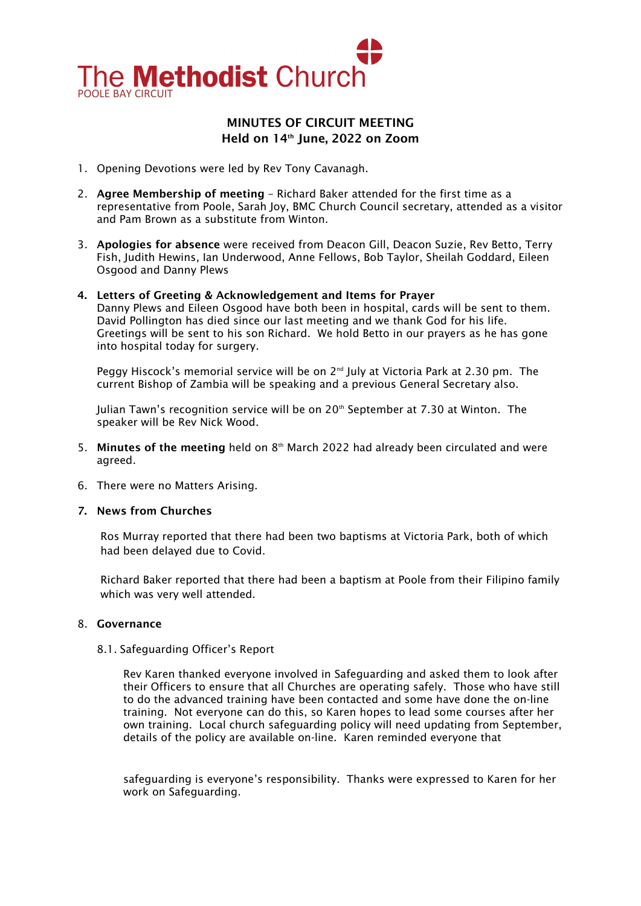The **Methodist** Church
POOLE BAY CIRCUIT

## MINUTES OF CIRCUIT MEETING
## Held on 14th June, 2022 on Zoom

1. Opening Devotions were led by Rev Tony Cavanagh.

2. **Agree Membership of meeting** – Richard Baker attended for the first time as a representative from Poole, Sarah Joy, BMC Church Council secretary, attended as a visitor and Pam Brown as a substitute from Winton.

3. **Apologies for absence** were received from Deacon Gill, Deacon Suzie, Rev Betto, Terry Fish, Judith Hewins, Ian Underwood, Anne Fellows, Bob Taylor, Sheilah Goddard, Eileen Osgood and Danny Plews

4. **Letters of Greeting & Acknowledgement and Items for Prayer**
   Danny Plews and Eileen Osgood have both been in hospital, cards will be sent to them. David Pollington has died since our last meeting and we thank God for his life. Greetings will be sent to his son Richard. We hold Betto in our prayers as he has gone into hospital today for surgery.

   Peggy Hiscock's memorial service will be on 2nd July at Victoria Park at 2.30 pm. The current Bishop of Zambia will be speaking and a previous General Secretary also.

   Julian Tawn's recognition service will be on 20th September at 7.30 at Winton. The speaker will be Rev Nick Wood.

5. **Minutes of the meeting** held on 8th March 2022 had already been circulated and were agreed.

6. There were no Matters Arising.

7. **News from Churches**

   Ros Murray reported that there had been two baptisms at Victoria Park, both of which had been delayed due to Covid.

   Richard Baker reported that there had been a baptism at Poole from their Filipino family which was very well attended.

8. **Governance**

   8.1. Safeguarding Officer's Report

   Rev Karen thanked everyone involved in Safeguarding and asked them to look after their Officers to ensure that all Churches are operating safely. Those who have still to do the advanced training have been contacted and some have done the on-line training. Not everyone can do this, so Karen hopes to lead some courses after her own training. Local church safeguarding policy will need updating from September, details of the policy are available on-line. Karen reminded everyone that safeguarding is everyone's responsibility. Thanks were expressed to Karen for her work on Safeguarding.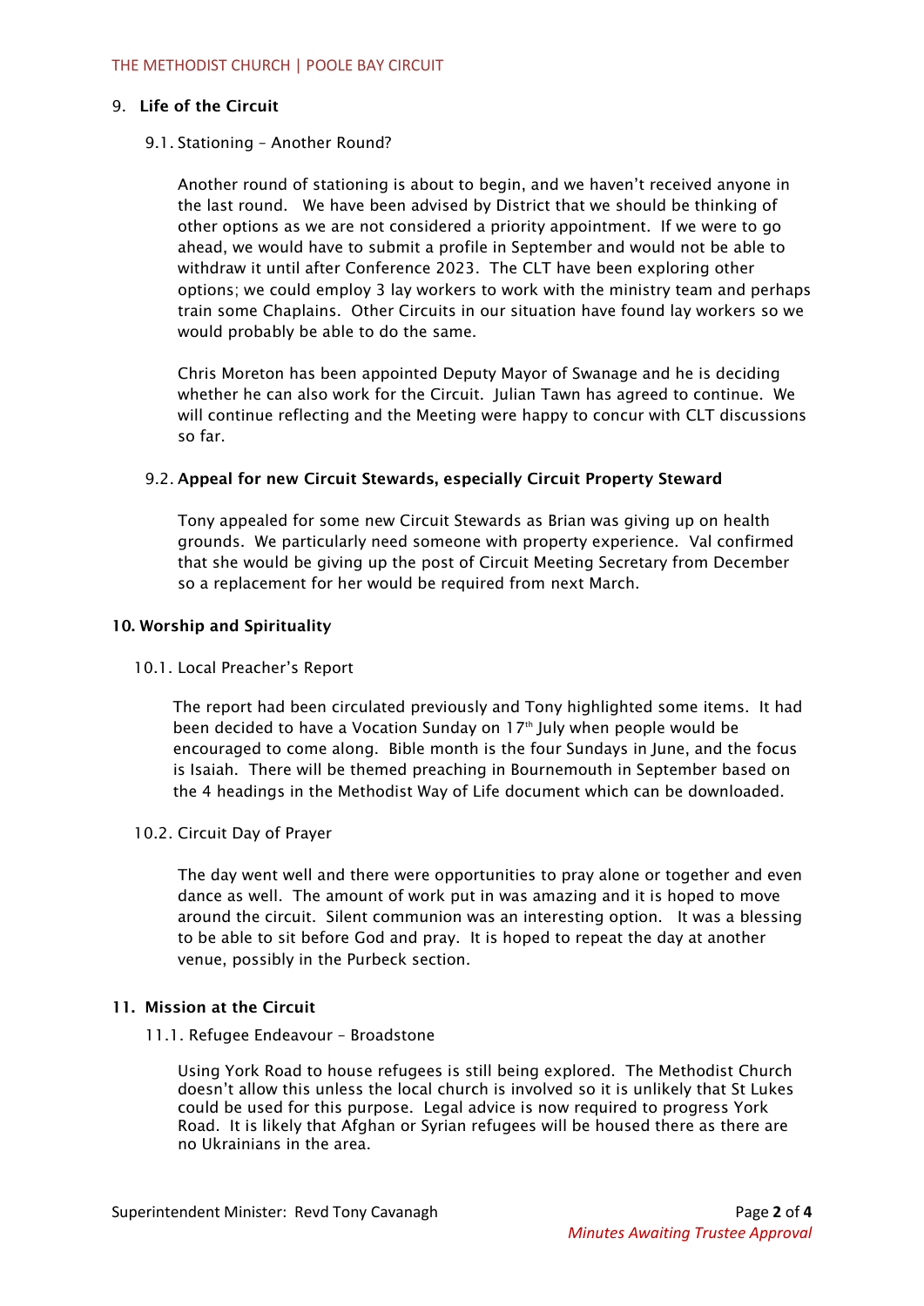## 9. Life of the Circuit

### 9.1. Stationing – Another Round?

Another round of stationing is about to begin, and we haven't received anyone in the last round. We have been advised by District that we should be thinking of other options as we are not considered a priority appointment. If we were to go ahead, we would have to submit a profile in September and would not be able to withdraw it until after Conference 2023. The CLT have been exploring other options; we could employ 3 lay workers to work with the ministry team and perhaps train some Chaplains. Other Circuits in our situation have found lay workers so we would probably be able to do the same.

Chris Moreton has been appointed Deputy Mayor of Swanage and he is deciding whether he can also work for the Circuit. Julian Tawn has agreed to continue. We will continue reflecting and the Meeting were happy to concur with CLT discussions so far.

### 9.2. **Appeal for new Circuit Stewards, especially Circuit Property Steward**

Tony appealed for some new Circuit Stewards as Brian was giving up on health grounds. We particularly need someone with property experience. Val confirmed that she would be giving up the post of Circuit Meeting Secretary from December so a replacement for her would be required from next March.

## 10. Worship and Spirituality

### 10.1. Local Preacher's Report

The report had been circulated previously and Tony highlighted some items. It had been decided to have a Vocation Sunday on 17th July when people would be encouraged to come along. Bible month is the four Sundays in June, and the focus is Isaiah. There will be themed preaching in Bournemouth in September based on the 4 headings in the Methodist Way of Life document which can be downloaded.

### 10.2. Circuit Day of Prayer

The day went well and there were opportunities to pray alone or together and even dance as well. The amount of work put in was amazing and it is hoped to move around the circuit. Silent communion was an interesting option. It was a blessing to be able to sit before God and pray. It is hoped to repeat the day at another venue, possibly in the Purbeck section.

## 11. Mission at the Circuit

### 11.1. Refugee Endeavour – Broadstone

Using York Road to house refugees is still being explored. The Methodist Church doesn't allow this unless the local church is involved so it is unlikely that St Lukes could be used for this purpose. Legal advice is now required to progress York Road. It is likely that Afghan or Syrian refugees will be housed there as there are no Ukrainians in the area.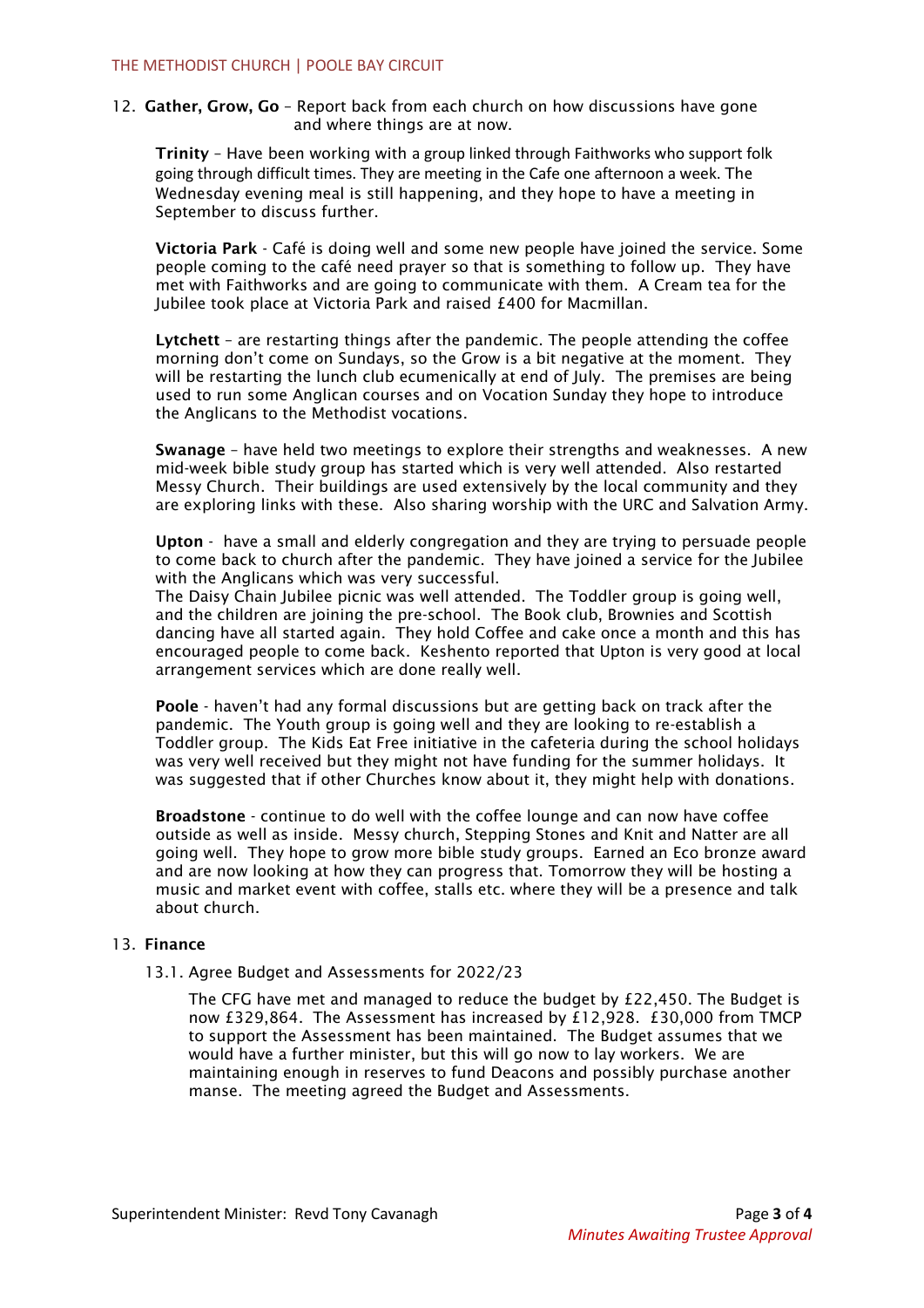12. **Gather, Grow, Go** – Report back from each church on how discussions have gone and where things are at now.

    **Trinity** – Have been working with a group linked through Faithworks who support folk going through difficult times. They are meeting in the Cafe one afternoon a week. The Wednesday evening meal is still happening, and they hope to have a meeting in September to discuss further.

    **Victoria Park** - Café is doing well and some new people have joined the service. Some people coming to the café need prayer so that is something to follow up. They have met with Faithworks and are going to communicate with them. A Cream tea for the Jubilee took place at Victoria Park and raised £400 for Macmillan.

    **Lytchett** – are restarting things after the pandemic. The people attending the coffee morning don't come on Sundays, so the Grow is a bit negative at the moment. They will be restarting the lunch club ecumenically at end of July. The premises are being used to run some Anglican courses and on Vocation Sunday they hope to introduce the Anglicans to the Methodist vocations.

    **Swanage** – have held two meetings to explore their strengths and weaknesses. A new mid-week bible study group has started which is very well attended. Also restarted Messy Church. Their buildings are used extensively by the local community and they are exploring links with these. Also sharing worship with the URC and Salvation Army.

    **Upton** - have a small and elderly congregation and they are trying to persuade people to come back to church after the pandemic. They have joined a service for the Jubilee with the Anglicans which was very successful.
    The Daisy Chain Jubilee picnic was well attended. The Toddler group is going well, and the children are joining the pre-school. The Book club, Brownies and Scottish dancing have all started again. They hold Coffee and cake once a month and this has encouraged people to come back. Keshento reported that Upton is very good at local arrangement services which are done really well.

    **Poole** - haven't had any formal discussions but are getting back on track after the pandemic. The Youth group is going well and they are looking to re-establish a Toddler group. The Kids Eat Free initiative in the cafeteria during the school holidays was very well received but they might not have funding for the summer holidays. It was suggested that if other Churches know about it, they might help with donations.

    **Broadstone** - continue to do well with the coffee lounge and can now have coffee outside as well as inside. Messy church, Stepping Stones and Knit and Natter are all going well. They hope to grow more bible study groups. Earned an Eco bronze award and are now looking at how they can progress that. Tomorrow they will be hosting a music and market event with coffee, stalls etc. where they will be a presence and talk about church.

13. **Finance**

    13.1. Agree Budget and Assessments for 2022/23

    The CFG have met and managed to reduce the budget by £22,450. The Budget is now £329,864. The Assessment has increased by £12,928. £30,000 from TMCP to support the Assessment has been maintained. The Budget assumes that we would have a further minister, but this will go now to lay workers. We are maintaining enough in reserves to fund Deacons and possibly purchase another manse. The meeting agreed the Budget and Assessments.

Superintendent Minister: Revd Tony Cavanagh

*Minutes Awaiting Trustee Approval*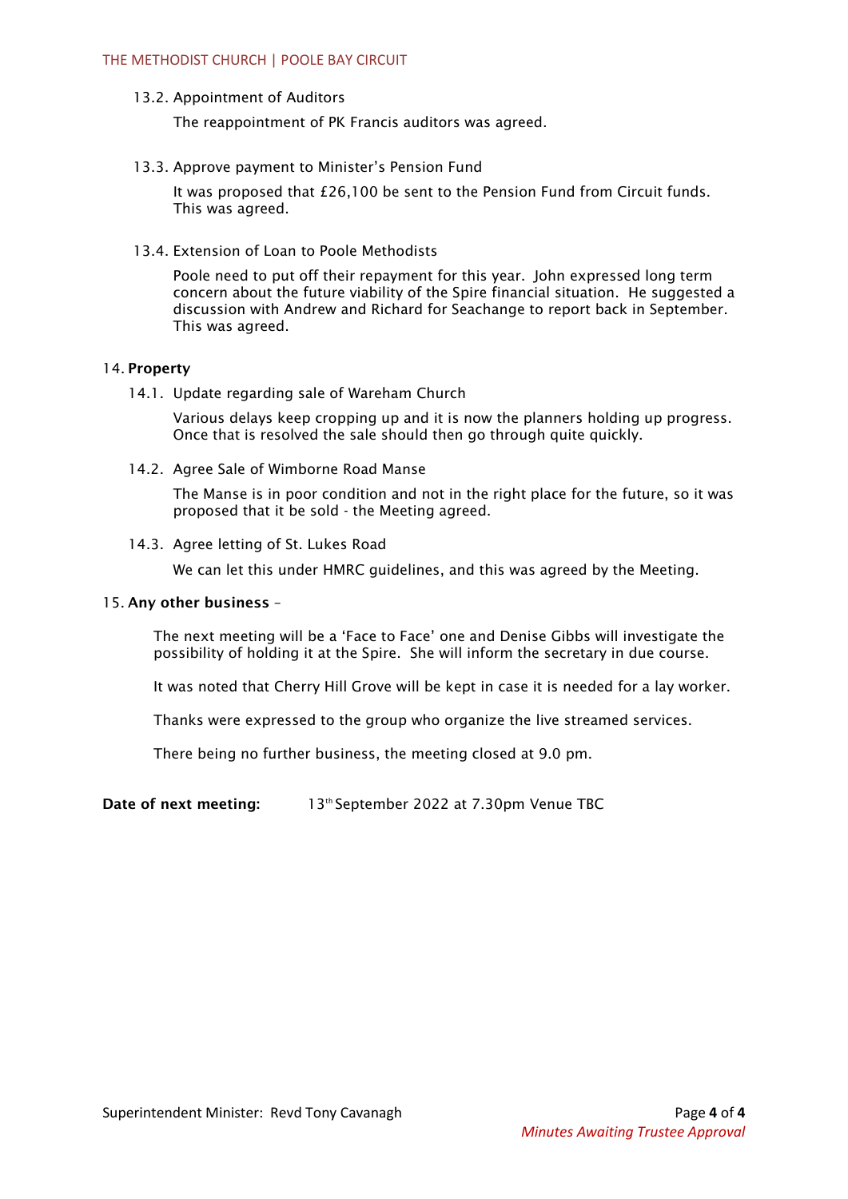13.2. Appointment of Auditors

The reappointment of PK Francis auditors was agreed.

13.3. Approve payment to Minister's Pension Fund

It was proposed that £26,100 be sent to the Pension Fund from Circuit funds. This was agreed.

13.4. Extension of Loan to Poole Methodists

Poole need to put off their repayment for this year. John expressed long term concern about the future viability of the Spire financial situation. He suggested a discussion with Andrew and Richard for Seachange to report back in September. This was agreed.

14. **Property**

14.1. Update regarding sale of Wareham Church

Various delays keep cropping up and it is now the planners holding up progress. Once that is resolved the sale should then go through quite quickly.

14.2. Agree Sale of Wimborne Road Manse

The Manse is in poor condition and not in the right place for the future, so it was proposed that it be sold - the Meeting agreed.

14.3. Agree letting of St. Lukes Road

We can let this under HMRC guidelines, and this was agreed by the Meeting.

15. **Any other business** –

The next meeting will be a 'Face to Face' one and Denise Gibbs will investigate the possibility of holding it at the Spire. She will inform the secretary in due course.

It was noted that Cherry Hill Grove will be kept in case it is needed for a lay worker.

Thanks were expressed to the group who organize the live streamed services.

There being no further business, the meeting closed at 9.0 pm.

**Date of next meeting:** 13th September 2022 at 7.30pm Venue TBC

Superintendent Minister: Revd Tony Cavanagh

*Minutes Awaiting Trustee Approval*